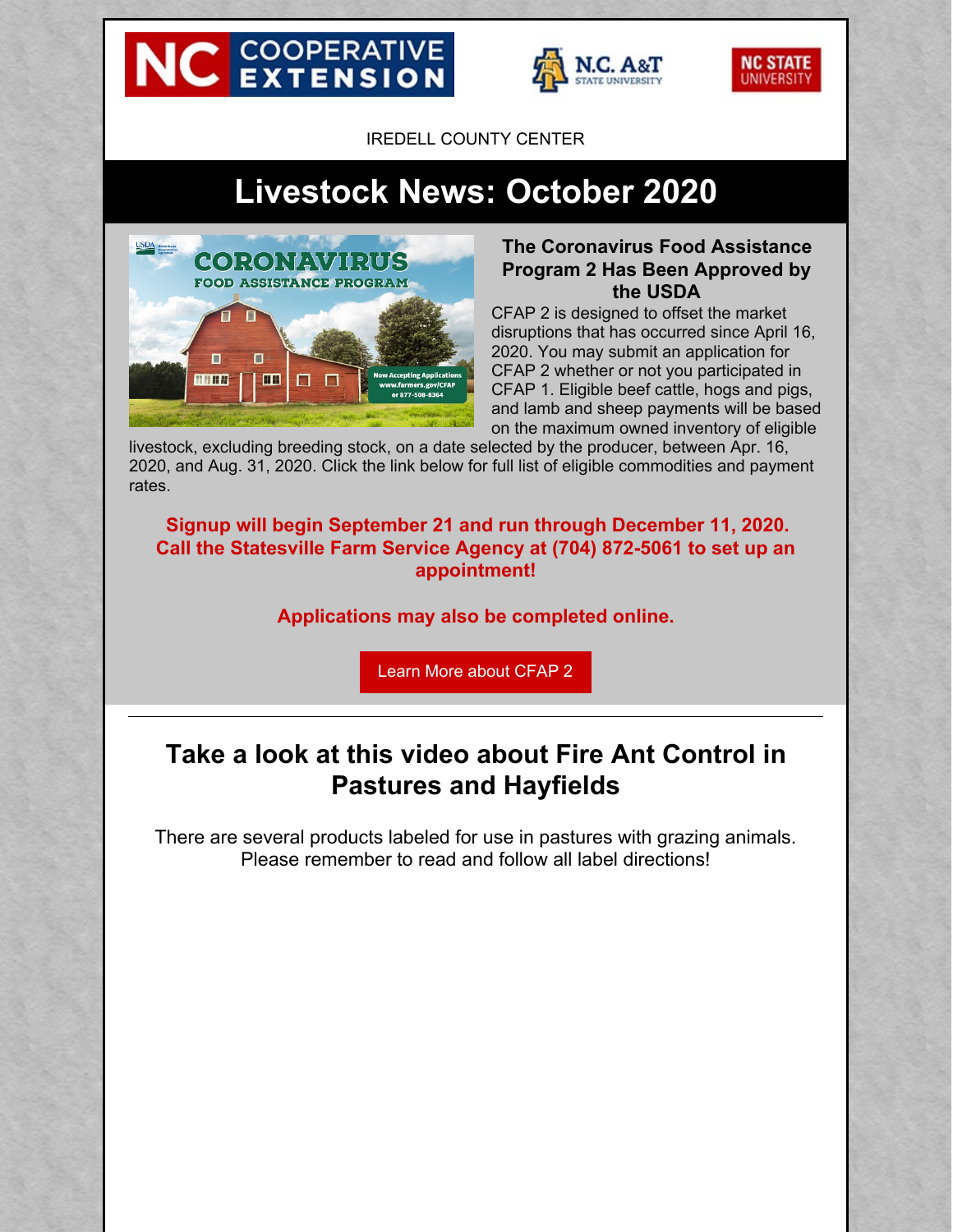IREDELL COUNTY CENTER

# Livestock News: October 2020

### The Coronavirus Food Assistance Program 2 Has Been Approved by the USDA

CFAP 2 is designed to offset the market disruptions that has occurred since April 16, 2020. You may submit an application for CFAP 2 whether or not you participated in CFAP 1. Eligible beef cattle, hogs and pigs, and lamb and sheep payments will be based on the maximum owned inventory of eligible livestock, excluding breeding stock, on a date selected by the producer, between Apr. 16, 2020, and Aug. 31, 2020. Click the link below for full list of eligible commodities and payment rates.

**Signup will begin September 21 and run through December 11, 2020. Call the Statesville Farm Service Agency at (704) 872-5061 to set up an appointment!**

**Applications may also be completed online.**

Learn More about CFAP 2

---

## Take a look at this video about Fire Ant Control in Pastures and Hayfields

There are several products labeled for use in pastures with grazing animals. Please remember to read and follow all label directions!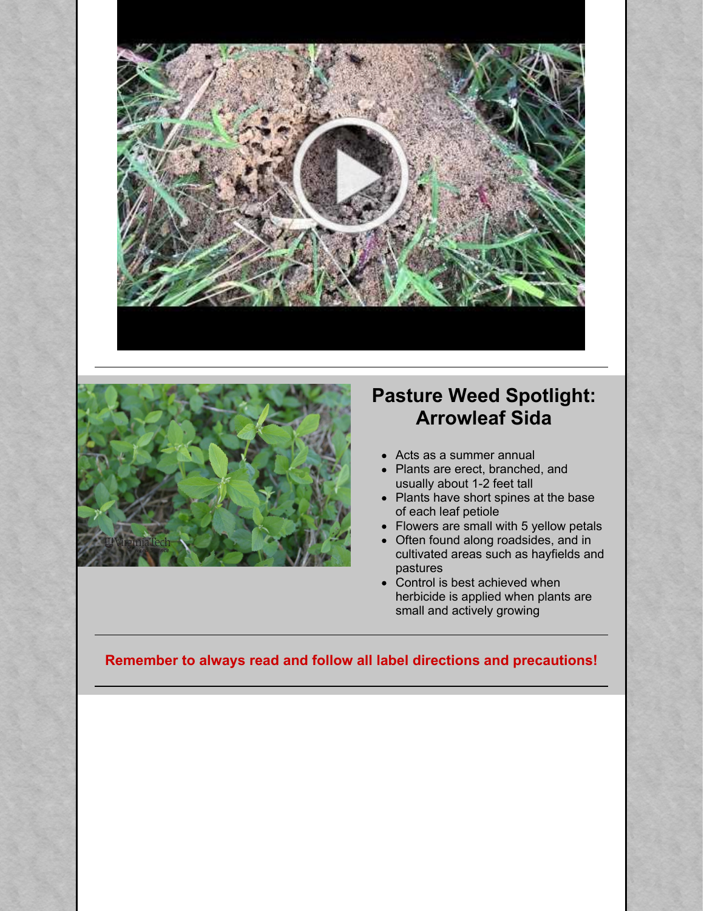## Pasture Weed Spotlight: Arrowleaf Sida

- Acts as a summer annual
- Plants are erect, branched, and usually about 1-2 feet tall
- Plants have short spines at the base of each leaf petiole
- Flowers are small with 5 yellow petals
- Often found along roadsides, and in cultivated areas such as hayfields and pastures
- Control is best achieved when herbicide is applied when plants are small and actively growing

---

**Remember to always read and follow all label directions and precautions!**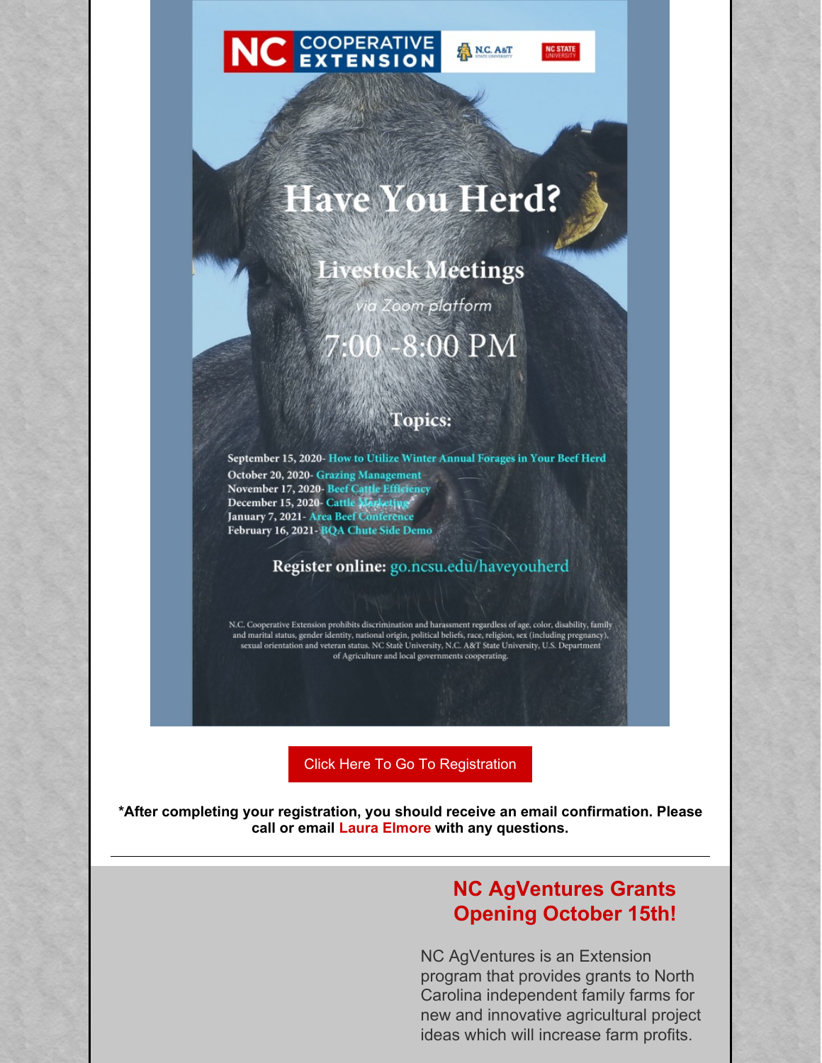NC COOPERATIVE EXTENSION | N.C. A&T STATE UNIVERSITY | NC STATE UNIVERSITY

# Have You Herd?

## Livestock Meetings

*via Zoom platform*

7:00 -8:00 PM

### Topics:

- September 15, 2020- How to Utilize Winter Annual Forages in Your Beef Herd
- October 20, 2020- Grazing Management
- November 17, 2020- Beef Cattle Efficiency
- December 15, 2020- Cattle Marketing
- January 7, 2021- Area Beef Conference
- February 16, 2021- BQA Chute Side Demo

**Register online:** go.ncsu.edu/haveyouherd

N.C. Cooperative Extension prohibits discrimination and harassment regardless of age, color, disability, family and marital status, gender identity, national origin, political beliefs, race, religion, sex (including pregnancy), sexual orientation and veteran status. NC State University, N.C. A&T State University, U.S. Department of Agriculture and local governments cooperating.

Click Here To Go To Registration

**\*After completing your registration, you should receive an email confirmation. Please call or email Laura Elmore with any questions.**

---

## NC AgVentures Grants Opening October 15th!

NC AgVentures is an Extension program that provides grants to North Carolina independent family farms for new and innovative agricultural project ideas which will increase farm profits.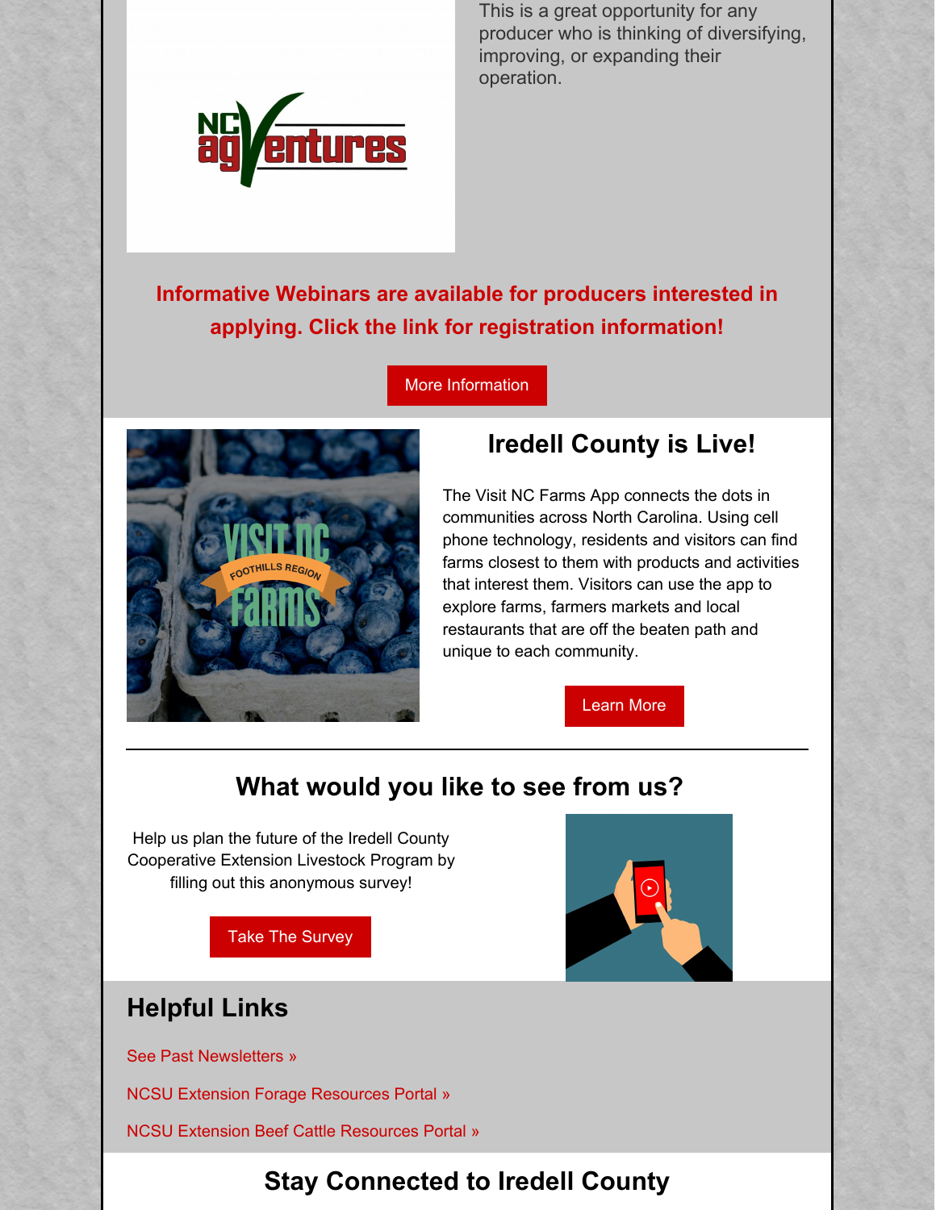This is a great opportunity for any producer who is thinking of diversifying, improving, or expanding their operation.

**Informative Webinars are available for producers interested in applying. Click the link for registration information!**

More Information

## Iredell County is Live!

The Visit NC Farms App connects the dots in communities across North Carolina. Using cell phone technology, residents and visitors can find farms closest to them with products and activities that interest them. Visitors can use the app to explore farms, farmers markets and local restaurants that are off the beaten path and unique to each community.

Learn More

---

## What would you like to see from us?

Help us plan the future of the Iredell County Cooperative Extension Livestock Program by filling out this anonymous survey!

Take The Survey

## Helpful Links

See Past Newsletters »

NCSU Extension Forage Resources Portal »

NCSU Extension Beef Cattle Resources Portal »

## Stay Connected to Iredell County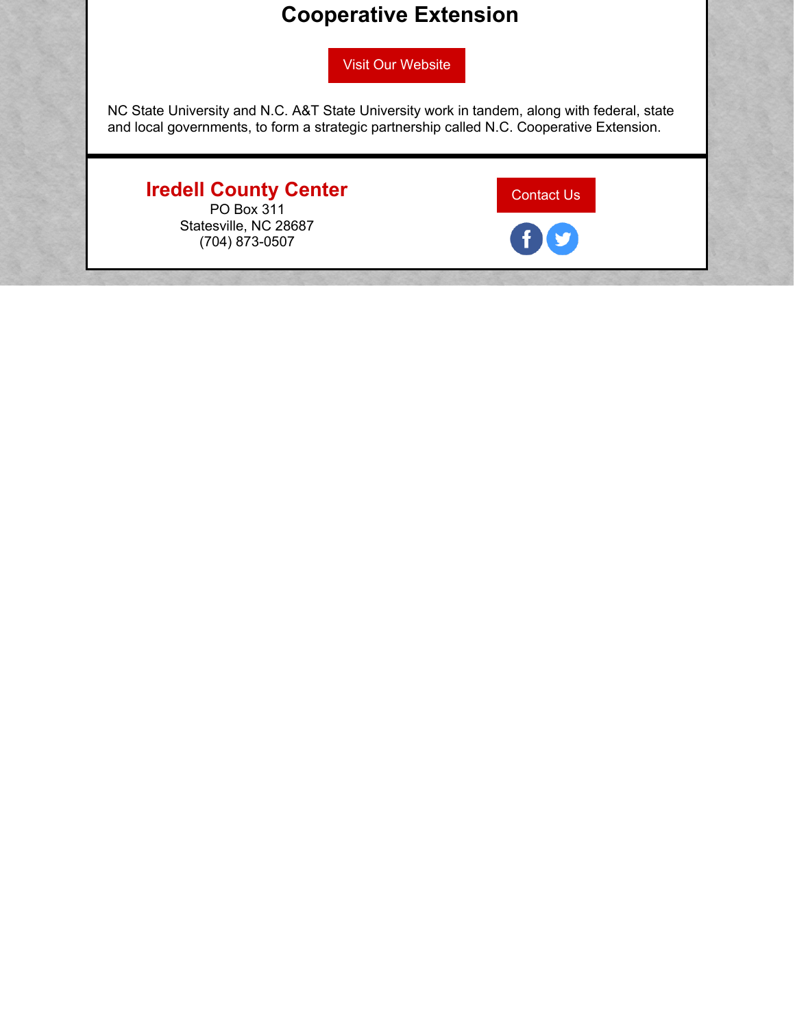## Cooperative Extension

Visit Our Website

NC State University and N.C. A&T State University work in tandem, along with federal, state and local governments, to form a strategic partnership called N.C. Cooperative Extension.

### Iredell County Center

PO Box 311
Statesville, NC 28687
(704) 873-0507

Contact Us